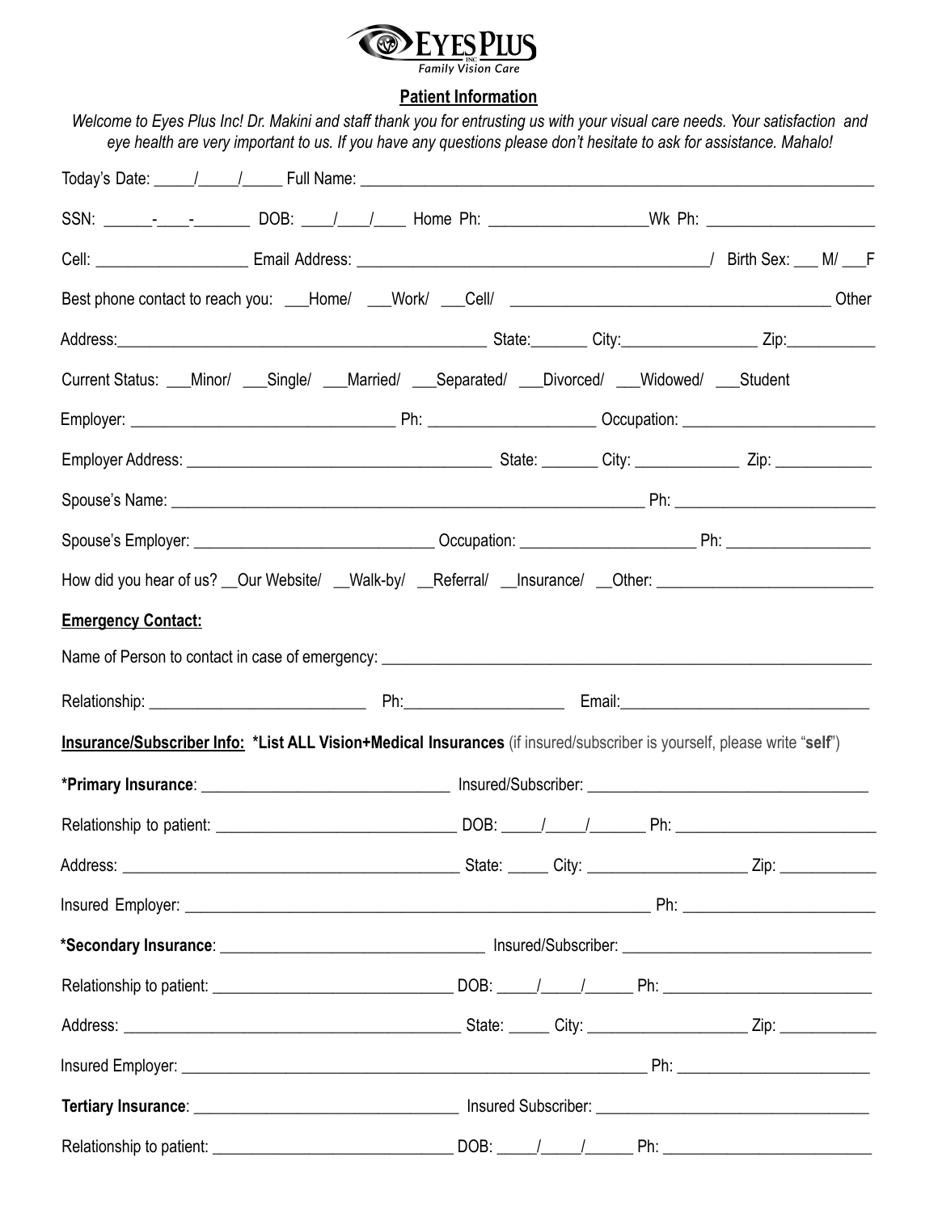EYES PLUS INC.
Family Vision Care

## Patient Information

*Welcome to Eyes Plus Inc! Dr. Makini and staff thank you for entrusting us with your visual care needs. Your satisfaction and eye health are very important to us. If you have any questions please don't hesitate to ask for assistance. Mahalo!*

Today's Date: _____/_____/_____ Full Name: ___________________________________________________________________

SSN: ______-____-_______ DOB: ____/____/____ Home Ph: ___________________ Wk Ph: ____________________

Cell: __________________ Email Address: ___________________________________________/ Birth Sex: ___ M/ ___F

Best phone contact to reach you: ___Home/ ___Work/ ___Cell/ _______________________________________ Other

Address:_______________________________________________ State:_______ City:________________ Zip:___________

Current Status: ___Minor/ ___Single/ ___Married/ ___Separated/ ___Divorced/ ___Widowed/ ___Student

Employer: ________________________________ Ph: ____________________ Occupation: _______________________

Employer Address: _____________________________________ State: _______ City: _____________ Zip: ____________

Spouse's Name: ___________________________________________________________ Ph: ________________________

Spouse's Employer: ______________________________ Occupation: _____________________ Ph: __________________

How did you hear of us? __Our Website/ __Walk-by/ __Referral/ __Insurance/ __Other: __________________________

**Emergency Contact:**

Name of Person to contact in case of emergency: ____________________________________________________________

Relationship: ___________________________ Ph:____________________ Email:_______________________________

**Insurance/Subscriber Info: *List ALL Vision+Medical Insurances** (if insured/subscriber is yourself, please write "**self**")

***Primary Insurance**: ______________________________ Insured/Subscriber: __________________________________

Relationship to patient: _____________________________ DOB: _____/_____/_______ Ph: _______________________

Address: __________________________________________ State: _____ City: ___________________ Zip: ____________

Insured Employer: ___________________________________________________________ Ph: _______________________

***Secondary Insurance**: ________________________________ Insured/Subscriber: ______________________________

Relationship to patient: ______________________________ DOB: _____/_____/______ Ph: _________________________

Address: __________________________________________ State: _____ City: ___________________ Zip: ____________

Insured Employer: __________________________________________________________ Ph: _______________________

**Tertiary Insurance**: ________________________________ Insured Subscriber: _________________________________

Relationship to patient: ______________________________ DOB: _____/_____/______ Ph: _________________________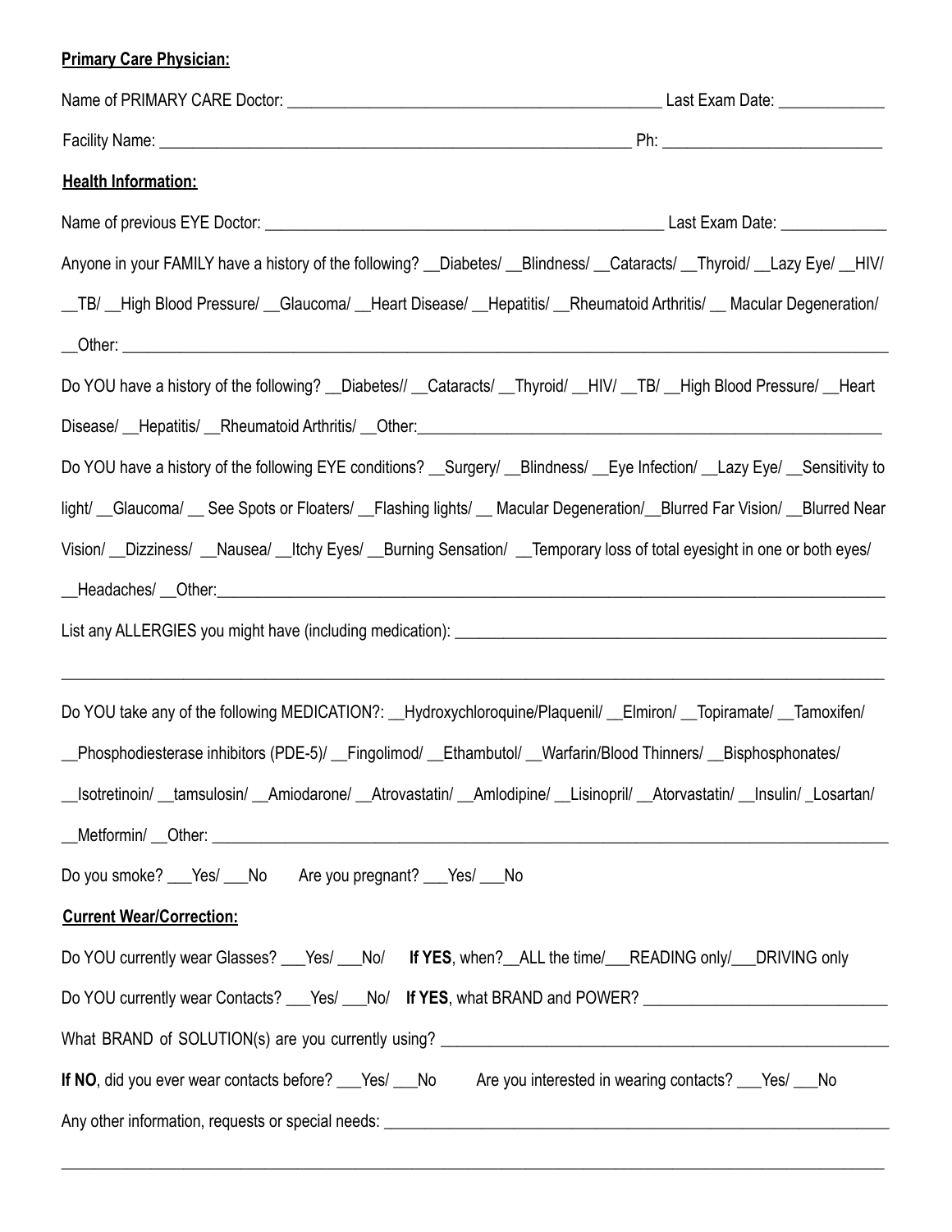**Primary Care Physician:**

Name of PRIMARY CARE Doctor: ____________________________________________ Last Exam Date: ____________

Facility Name: ________________________________________________________ Ph: _________________________

**Health Information:**

Name of previous EYE Doctor: ______________________________________________ Last Exam Date: ____________

Anyone in your FAMILY have a history of the following? __Diabetes/ __Blindness/ __Cataracts/ __Thyroid/ __Lazy Eye/ __HIV/ __TB/ __High Blood Pressure/ __Glaucoma/ __Heart Disease/ __Hepatitis/ __Rheumatoid Arthritis/ __ Macular Degeneration/ __Other: ____________________________________________________________________________________________

Do YOU have a history of the following? __Diabetes// __Cataracts/ __Thyroid/ __HIV/ __TB/ __High Blood Pressure/ __Heart Disease/ __Hepatitis/ __Rheumatoid Arthritis/ __Other:________________________________________________________

Do YOU have a history of the following EYE conditions? __Surgery/ __Blindness/ __Eye Infection/ __Lazy Eye/ __Sensitivity to light/ __Glaucoma/ __ See Spots or Floaters/ __Flashing lights/ __ Macular Degeneration/__Blurred Far Vision/ __Blurred Near Vision/ __Dizziness/ __Nausea/ __Itchy Eyes/ __Burning Sensation/ __Temporary loss of total eyesight in one or both eyes/ __Headaches/ __Other:____________________________________________________________________________

List any ALLERGIES you might have (including medication): ________________________________________________

____________________________________________________________________________________________________

Do YOU take any of the following MEDICATION?: __Hydroxychloroquine/Plaquenil/ __Elmiron/ __Topiramate/ __Tamoxifen/ __Phosphodiesterase inhibitors (PDE-5)/ __Fingolimod/ __Ethambutol/ __Warfarin/Blood Thinners/ __Bisphosphonates/ __Isotretinoin/ __tamsulosin/ __Amiodarone/ __Atrovastatin/ __Amlodipine/ __Lisinopril/ __Atorvastatin/ __Insulin/ _Losartan/ __Metformin/ __Other: ________________________________________________________________________________

Do you smoke? ___Yes/ ___No Are you pregnant? ___Yes/ ___No

**Current Wear/Correction:**

Do YOU currently wear Glasses? ___Yes/ ___No/ **If YES**, when?__ALL the time/___READING only/___DRIVING only

Do YOU currently wear Contacts? ___Yes/ ___No/ **If YES**, what BRAND and POWER? ___________________________

What BRAND of SOLUTION(s) are you currently using? ____________________________________________________

**If NO**, did you ever wear contacts before? ___Yes/ ___No Are you interested in wearing contacts? ___Yes/ ___No

Any other information, requests or special needs: __________________________________________________________

____________________________________________________________________________________________________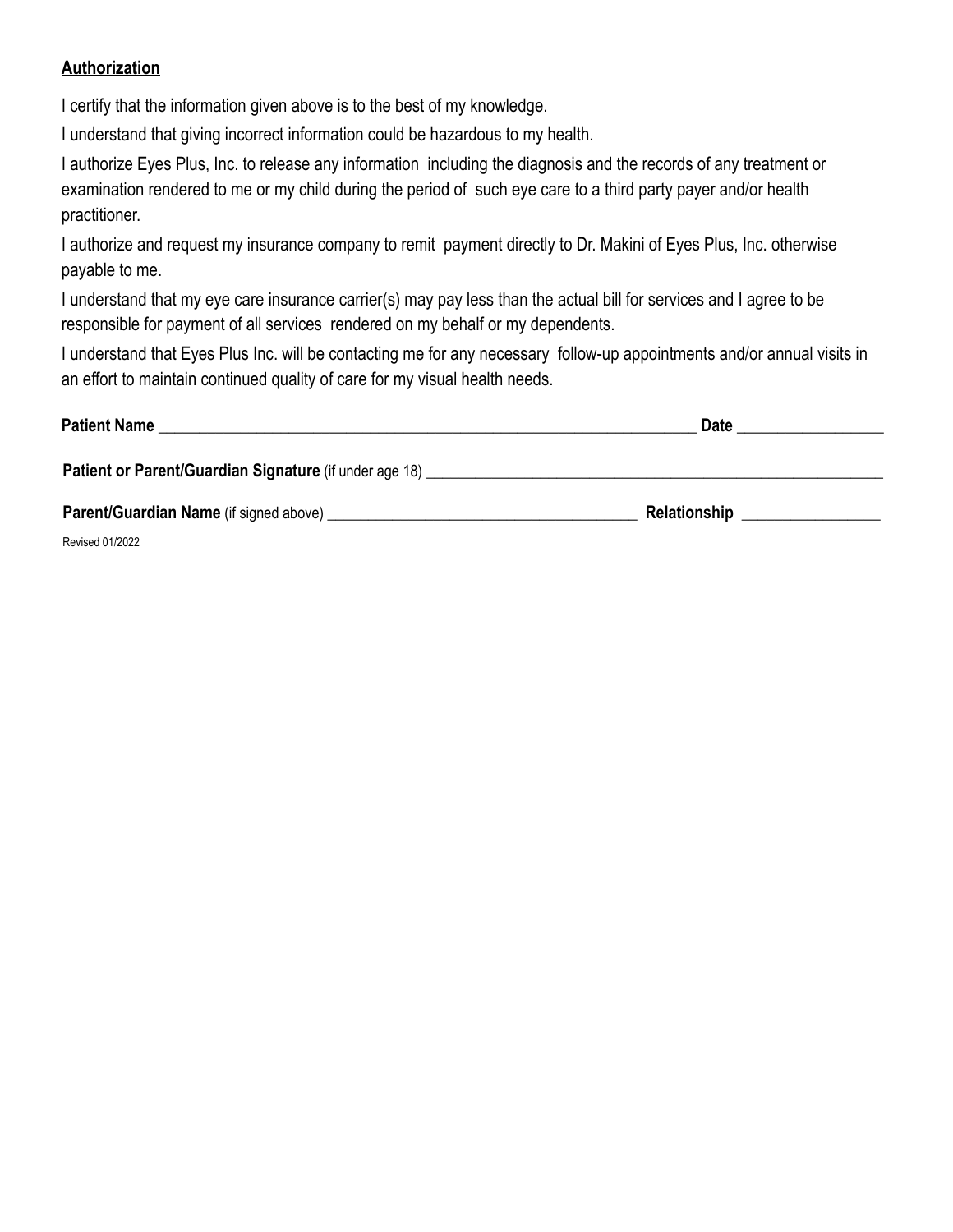**Authorization**

I certify that the information given above is to the best of my knowledge.

I understand that giving incorrect information could be hazardous to my health.

I authorize Eyes Plus, Inc. to release any information including the diagnosis and the records of any treatment or examination rendered to me or my child during the period of such eye care to a third party payer and/or health practitioner.

I authorize and request my insurance company to remit payment directly to Dr. Makini of Eyes Plus, Inc. otherwise payable to me.

I understand that my eye care insurance carrier(s) may pay less than the actual bill for services and I agree to be responsible for payment of all services rendered on my behalf or my dependents.

I understand that Eyes Plus Inc. will be contacting me for any necessary follow-up appointments and/or annual visits in an effort to maintain continued quality of care for my visual health needs.

**Patient Name** _______________________________________________ **Date** ________________

**Patient or Parent/Guardian Signature** (if under age 18) _______________________________________________

**Parent/Guardian Name** (if signed above) ______________________________ **Relationship** ________________

Revised 01/2022